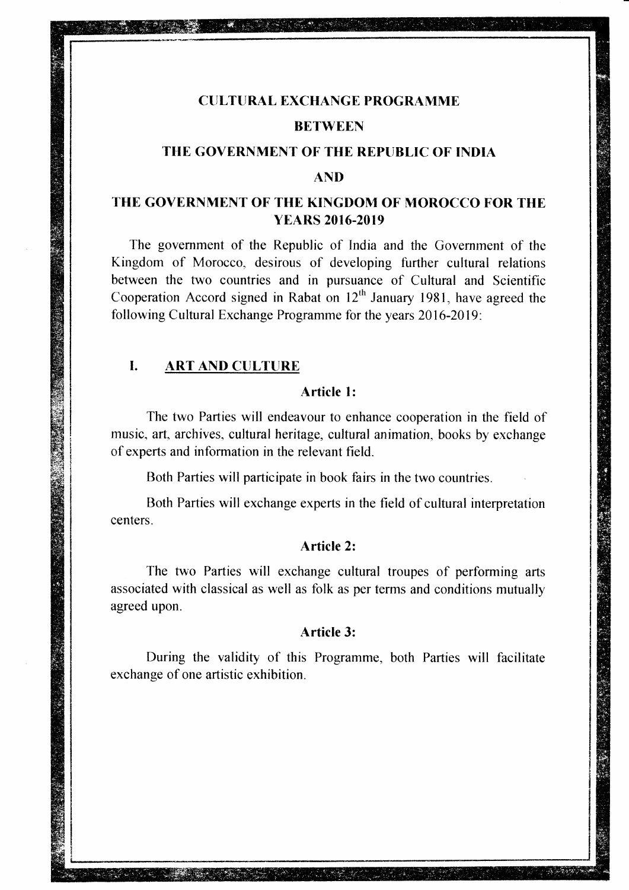# CULTURAL EXCHANGE PROGRAMME

# BETWEEN

# THE GOVERNMENT OF THE REPUBLIC OF INDIA

# AND

# THE GOVERNMENT OF THE KINGDOM OF MOROCCO FOR THE YEARS 2016-2019

The government of the Republic of India and the Government of the Kingdom of Morocco, desirous of developing further cultural relations between the two countries and in pursuance of Cultural and Scientific Cooperation Accord signed in Rabat on 12th January 1981, have agreed the following Cultural Exchange Programme for the years 2016-2019:

## I. ART AND CULTURE

### Article 1:

The two Parties will endeavour to enhance cooperation in the field of music, art, archives, cultural heritage, cultural animation, books by exchange of experts and information in the relevant field.

Both Parties will participate in book fairs in the two countries.

Both Parties will exchange experts in the field of cultural interpretation centers.

### Article 2:

The two Parties will exchange cultural troupes of performing arts associated with classical as well as folk as per terms and conditions mutually agreed upon.

### Article 3:

During the validity of this Programme, both Parties will facilitate exchange of one artistic exhibition.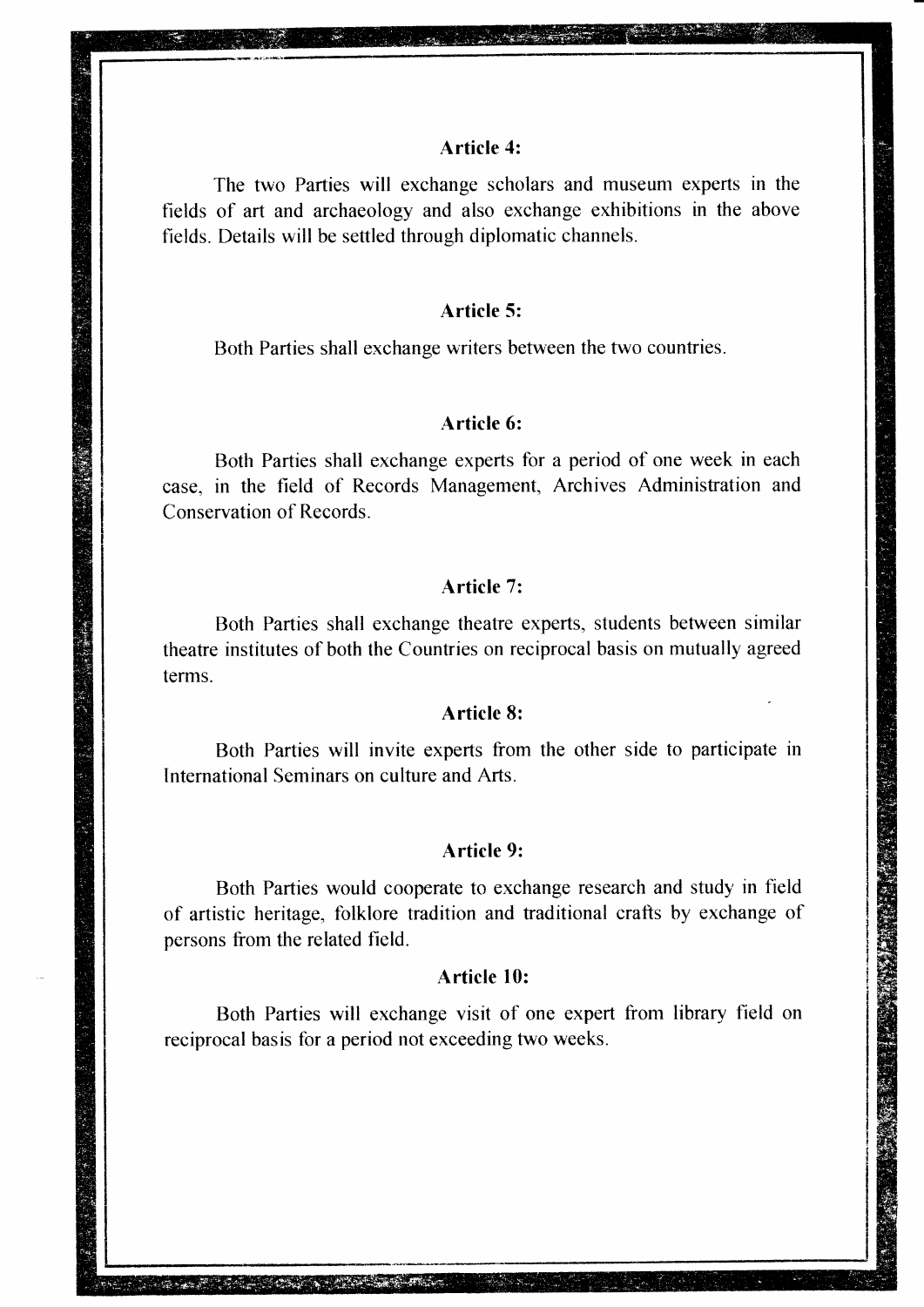### Article 4:

The two Parties will exchange scholars and museum experts in the fields of art and archaeology and also exchange exhibitions in the above fields. Details will be settled through diplomatic channels.

### Article 5:

Both Parties shall exchange writers between the two countries.

### Article 6:

Both Parties shall exchange experts for a period of one week in each case, in the field of Records Management, Archives Administration and Conservation of Records.

### Article 7:

Both Parties shall exchange theatre experts, students between similar theatre institutes of both the Countries on reciprocal basis on mutually agreed terms.

### Article 8:

Both Parties will invite experts from the other side to participate in International Seminars on culture and Arts.

### Article 9:

Both Parties would cooperate to exchange research and study in field of artistic heritage, folklore tradition and traditional crafts by exchange of persons from the related field.

### Article 10:

Both Parties will exchange visit of one expert from library field on reciprocal basis for a period not exceeding two weeks.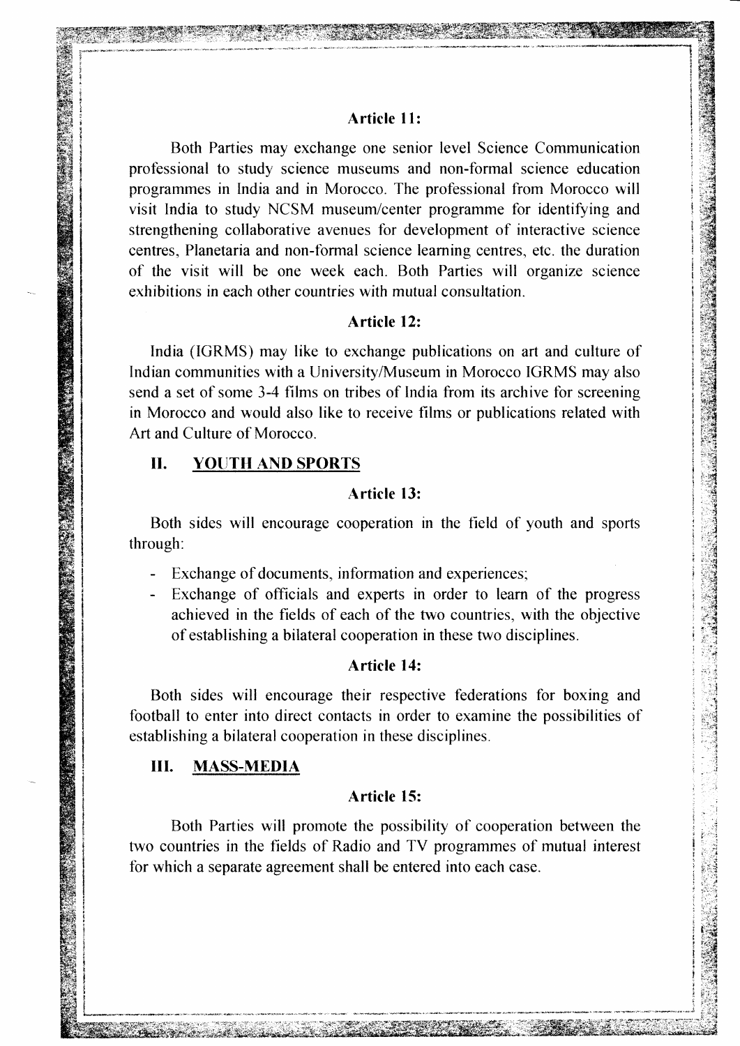**Article 11:**

Both Parties may exchange one senior level Science Communication professional to study science museums and non-formal science education programmes in India and in Morocco. The professional from Morocco will visit India to study NCSM museum/center programme for identifying and strengthening collaborative avenues for development of interactive science centres, Planetaria and non-formal science learning centres, etc. the duration of the visit will be one week each. Both Parties will organize science exhibitions in each other countries with mutual consultation.

**Article 12:**

India (IGRMS) may like to exchange publications on art and culture of Indian communities with a University/Museum in Morocco IGRMS may also send a set of some 3-4 films on tribes of India from its archive for screening in Morocco and would also like to receive films or publications related with Art and Culture of Morocco.

## II. YOUTH AND SPORTS

**Article 13:**

Both sides will encourage cooperation in the field of youth and sports through:

- Exchange of documents, information and experiences;
- Exchange of officials and experts in order to learn of the progress achieved in the fields of each of the two countries, with the objective of establishing a bilateral cooperation in these two disciplines.

**Article 14:**

Both sides will encourage their respective federations for boxing and football to enter into direct contacts in order to examine the possibilities of establishing a bilateral cooperation in these disciplines.

## III. MASS-MEDIA

**Article 15:**

Both Parties will promote the possibility of cooperation between the two countries in the fields of Radio and TV programmes of mutual interest for which a separate agreement shall be entered into each case.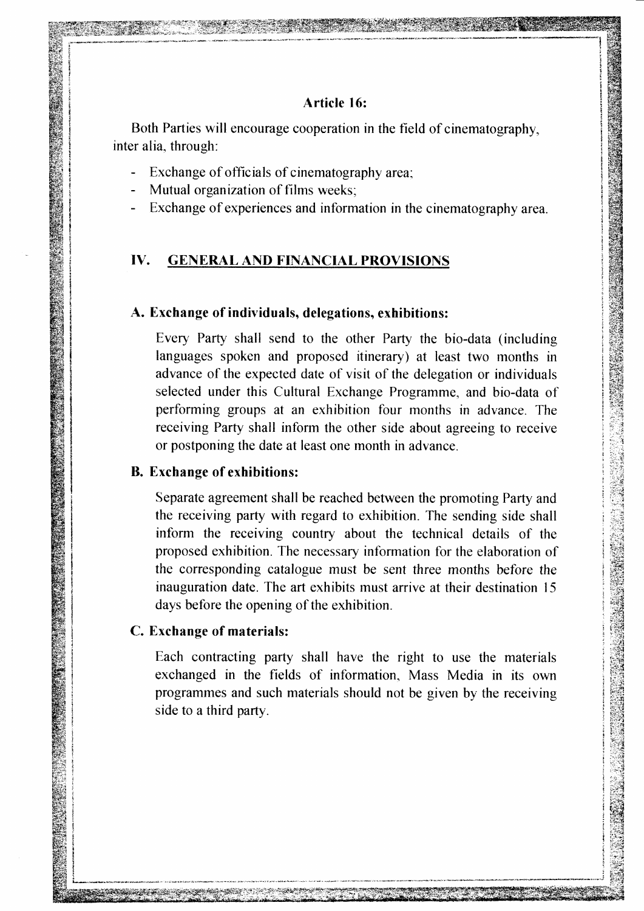### Article 16:

Both Parties will encourage cooperation in the field of cinematography, inter alia, through:

- Exchange of officials of cinematography area;
- Mutual organization of films weeks;
- Exchange of experiences and information in the cinematography area.

## IV. <u>GENERAL AND FINANCIAL PROVISIONS</u>

### A. Exchange of individuals, delegations, exhibitions:

Every Party shall send to the other Party the bio-data (including languages spoken and proposed itinerary) at least two months in advance of the expected date of visit of the delegation or individuals selected under this Cultural Exchange Programme, and bio-data of performing groups at an exhibition four months in advance. The receiving Party shall inform the other side about agreeing to receive or postponing the date at least one month in advance.

### B. Exchange of exhibitions:

Separate agreement shall be reached between the promoting Party and the receiving party with regard to exhibition. The sending side shall inform the receiving country about the technical details of the proposed exhibition. The necessary information for the elaboration of the corresponding catalogue must be sent three months before the inauguration date. The art exhibits must arrive at their destination 15 days before the opening of the exhibition.

### C. Exchange of materials:

Each contracting party shall have the right to use the materials exchanged in the fields of information, Mass Media in its own programmes and such materials should not be given by the receiving side to a third party.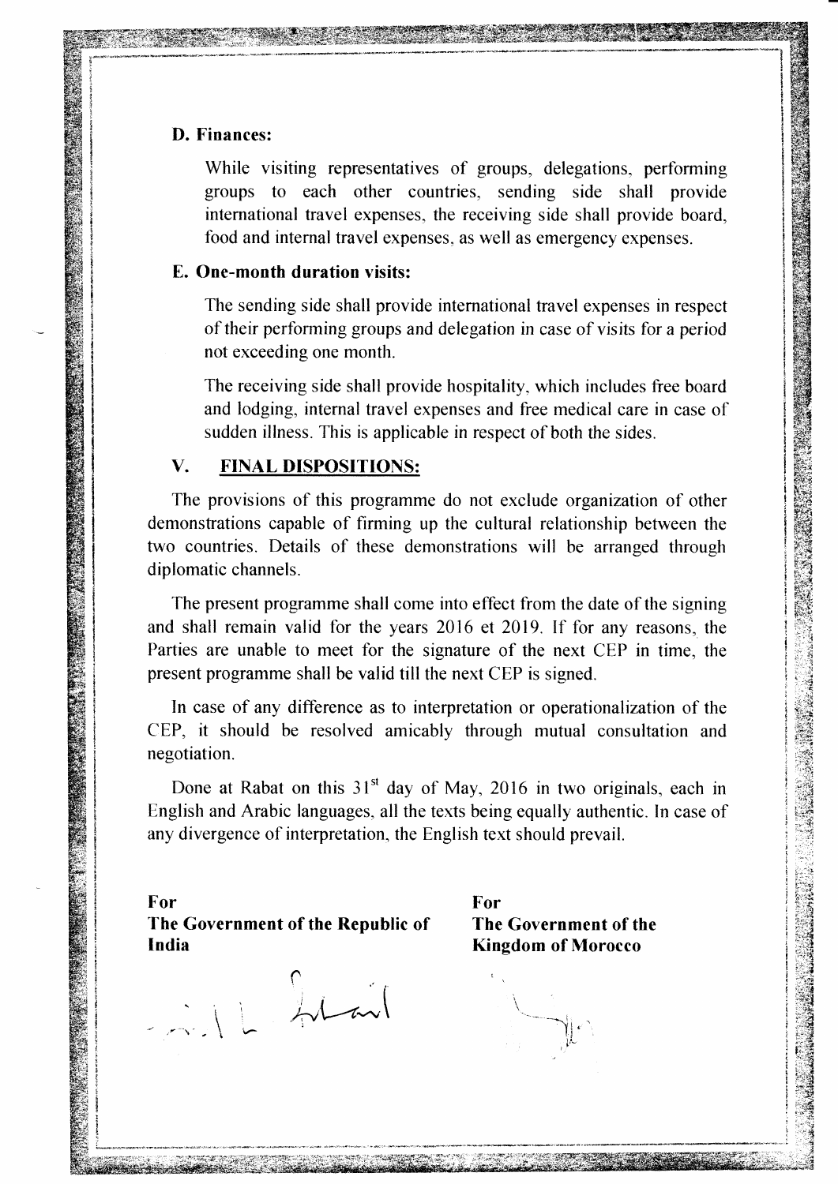**D. Finances:**

While visiting representatives of groups, delegations, performing groups to each other countries, sending side shall provide international travel expenses, the receiving side shall provide board, food and internal travel expenses, as well as emergency expenses.

**E. One-month duration visits:**

The sending side shall provide international travel expenses in respect of their performing groups and delegation in case of visits for a period not exceeding one month.

The receiving side shall provide hospitality, which includes free board and lodging, internal travel expenses and free medical care in case of sudden illness. This is applicable in respect of both the sides.

## V. FINAL DISPOSITIONS:

The provisions of this programme do not exclude organization of other demonstrations capable of firming up the cultural relationship between the two countries. Details of these demonstrations will be arranged through diplomatic channels.

The present programme shall come into effect from the date of the signing and shall remain valid for the years 2016 et 2019. If for any reasons, the Parties are unable to meet for the signature of the next CEP in time, the present programme shall be valid till the next CEP is signed.

In case of any difference as to interpretation or operationalization of the CEP, it should be resolved amicably through mutual consultation and negotiation.

Done at Rabat on this 31st day of May, 2016 in two originals, each in English and Arabic languages, all the texts being equally authentic. In case of any divergence of interpretation, the English text should prevail.

| | |
|---|---|
| **For** | **For** |
| **The Government of the Republic of India** | **The Government of the Kingdom of Morocco** |